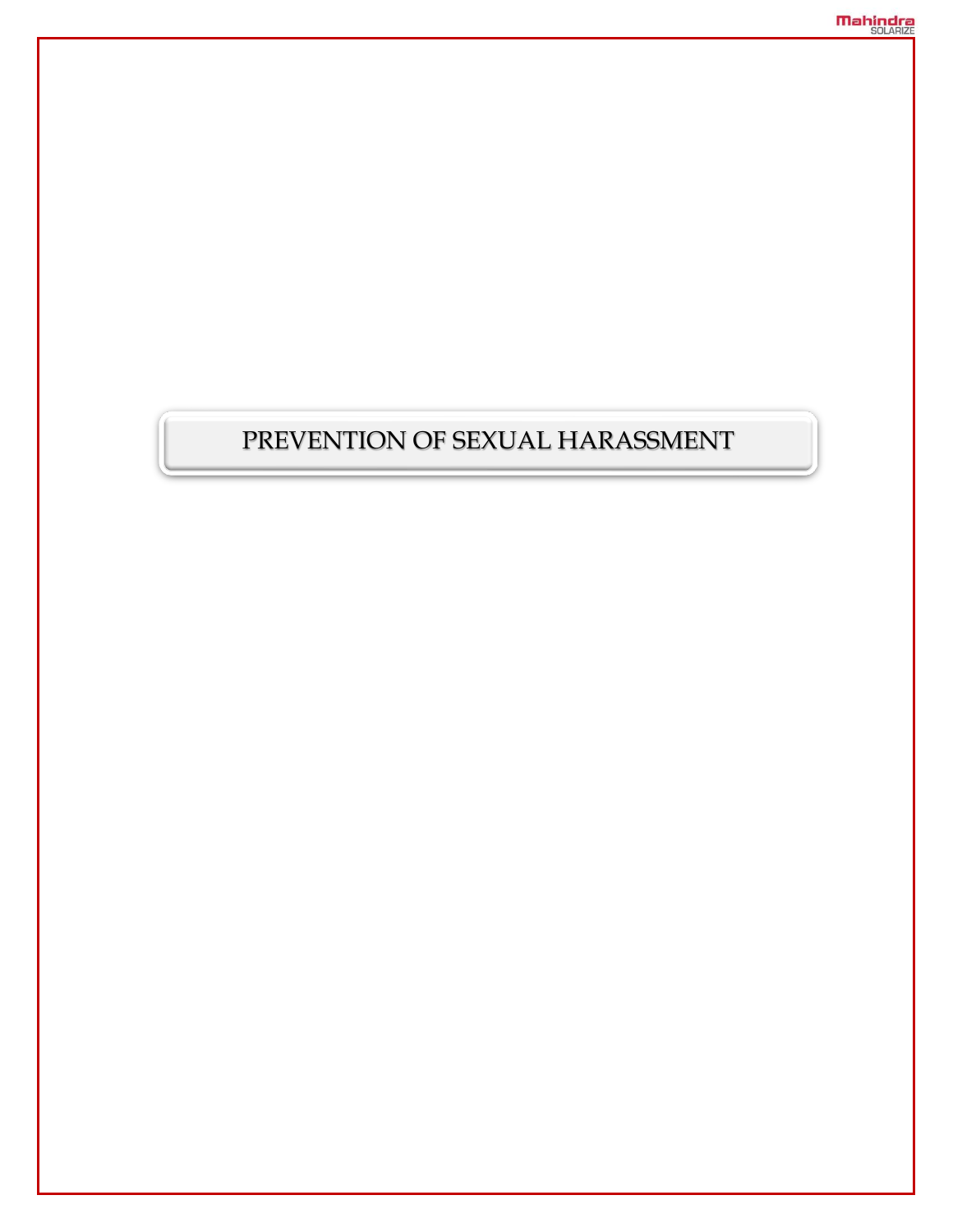# PREVENTION OF SEXUAL HARASSMENT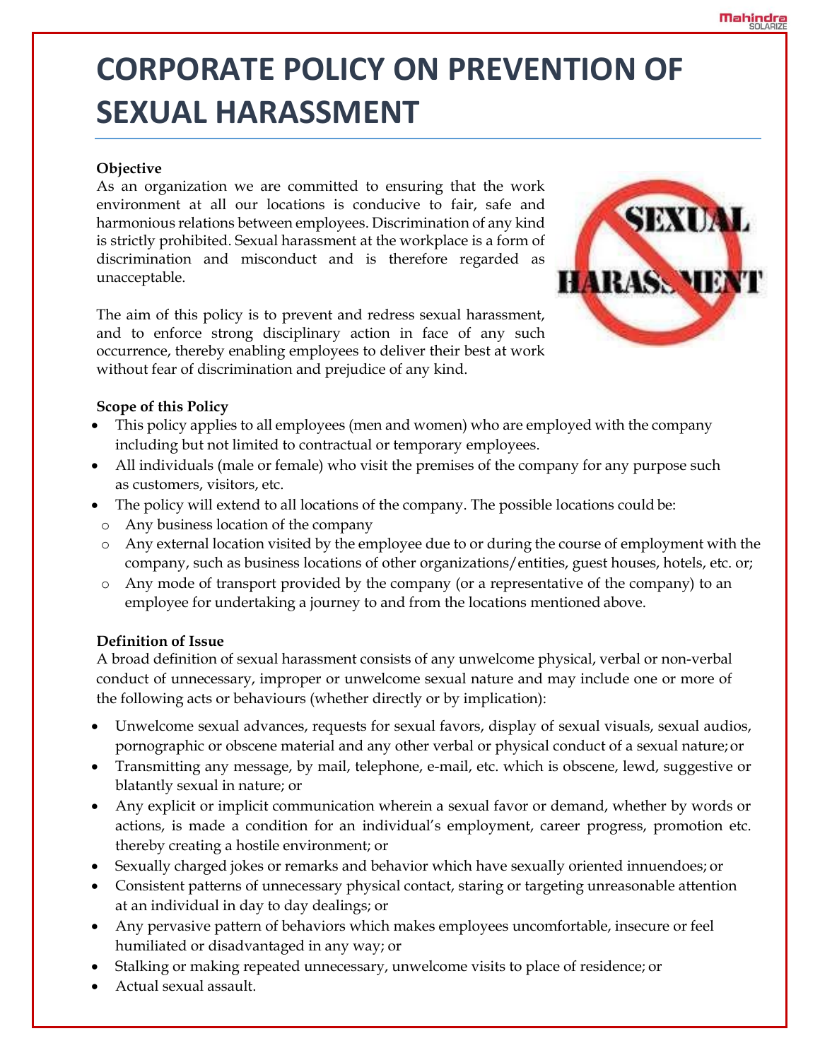# CORPORATE POLICY ON PREVENTION OF SEXUAL HARASSMENT

**Objective**

As an organization we are committed to ensuring that the work environment at all our locations is conducive to fair, safe and harmonious relations between employees. Discrimination of any kind is strictly prohibited. Sexual harassment at the workplace is a form of discrimination and misconduct and is therefore regarded as unacceptable.

The aim of this policy is to prevent and redress sexual harassment, and to enforce strong disciplinary action in face of any such occurrence, thereby enabling employees to deliver their best at work without fear of discrimination and prejudice of any kind.

**Scope of this Policy**

- This policy applies to all employees (men and women) who are employed with the company including but not limited to contractual or temporary employees.
- All individuals (male or female) who visit the premises of the company for any purpose such as customers, visitors, etc.
- The policy will extend to all locations of the company. The possible locations could be:
  - Any business location of the company
  - Any external location visited by the employee due to or during the course of employment with the company, such as business locations of other organizations/entities, guest houses, hotels, etc. or;
  - Any mode of transport provided by the company (or a representative of the company) to an employee for undertaking a journey to and from the locations mentioned above.

**Definition of Issue**

A broad definition of sexual harassment consists of any unwelcome physical, verbal or non-verbal conduct of unnecessary, improper or unwelcome sexual nature and may include one or more of the following acts or behaviours (whether directly or by implication):

- Unwelcome sexual advances, requests for sexual favors, display of sexual visuals, sexual audios, pornographic or obscene material and any other verbal or physical conduct of a sexual nature; or
- Transmitting any message, by mail, telephone, e-mail, etc. which is obscene, lewd, suggestive or blatantly sexual in nature; or
- Any explicit or implicit communication wherein a sexual favor or demand, whether by words or actions, is made a condition for an individual's employment, career progress, promotion etc. thereby creating a hostile environment; or
- Sexually charged jokes or remarks and behavior which have sexually oriented innuendoes; or
- Consistent patterns of unnecessary physical contact, staring or targeting unreasonable attention at an individual in day to day dealings; or
- Any pervasive pattern of behaviors which makes employees uncomfortable, insecure or feel humiliated or disadvantaged in any way; or
- Stalking or making repeated unnecessary, unwelcome visits to place of residence; or
- Actual sexual assault.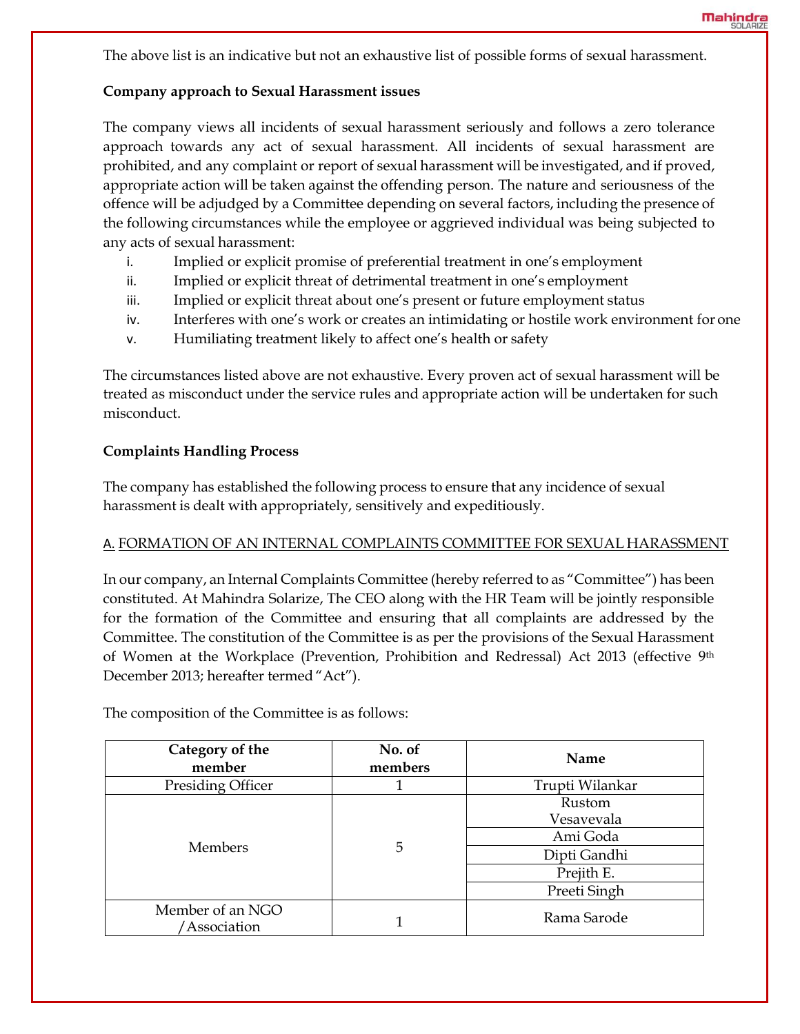The above list is an indicative but not an exhaustive list of possible forms of sexual harassment.

**Company approach to Sexual Harassment issues**

The company views all incidents of sexual harassment seriously and follows a zero tolerance approach towards any act of sexual harassment. All incidents of sexual harassment are prohibited, and any complaint or report of sexual harassment will be investigated, and if proved, appropriate action will be taken against the offending person. The nature and seriousness of the offence will be adjudged by a Committee depending on several factors, including the presence of the following circumstances while the employee or aggrieved individual was being subjected to any acts of sexual harassment:

i. Implied or explicit promise of preferential treatment in one's employment
ii. Implied or explicit threat of detrimental treatment in one's employment
iii. Implied or explicit threat about one's present or future employment status
iv. Interferes with one's work or creates an intimidating or hostile work environment for one
v. Humiliating treatment likely to affect one's health or safety

The circumstances listed above are not exhaustive. Every proven act of sexual harassment will be treated as misconduct under the service rules and appropriate action will be undertaken for such misconduct.

**Complaints Handling Process**

The company has established the following process to ensure that any incidence of sexual harassment is dealt with appropriately, sensitively and expeditiously.

A. FORMATION OF AN INTERNAL COMPLAINTS COMMITTEE FOR SEXUAL HARASSMENT

In our company, an Internal Complaints Committee (hereby referred to as "Committee") has been constituted. At Mahindra Solarize, The CEO along with the HR Team will be jointly responsible for the formation of the Committee and ensuring that all complaints are addressed by the Committee. The constitution of the Committee is as per the provisions of the Sexual Harassment of Women at the Workplace (Prevention, Prohibition and Redressal) Act 2013 (effective 9th December 2013; hereafter termed "Act").

The composition of the Committee is as follows:

| Category of the member | No. of members | Name |
|---|---|---|
| Presiding Officer | 1 | Trupti Wilankar |
| Members | 5 | Rustom Vesavevala |
| | | Ami Goda |
| | | Dipti Gandhi |
| | | Prejith E. |
| | | Preeti Singh |
| Member of an NGO /Association | 1 | Rama Sarode |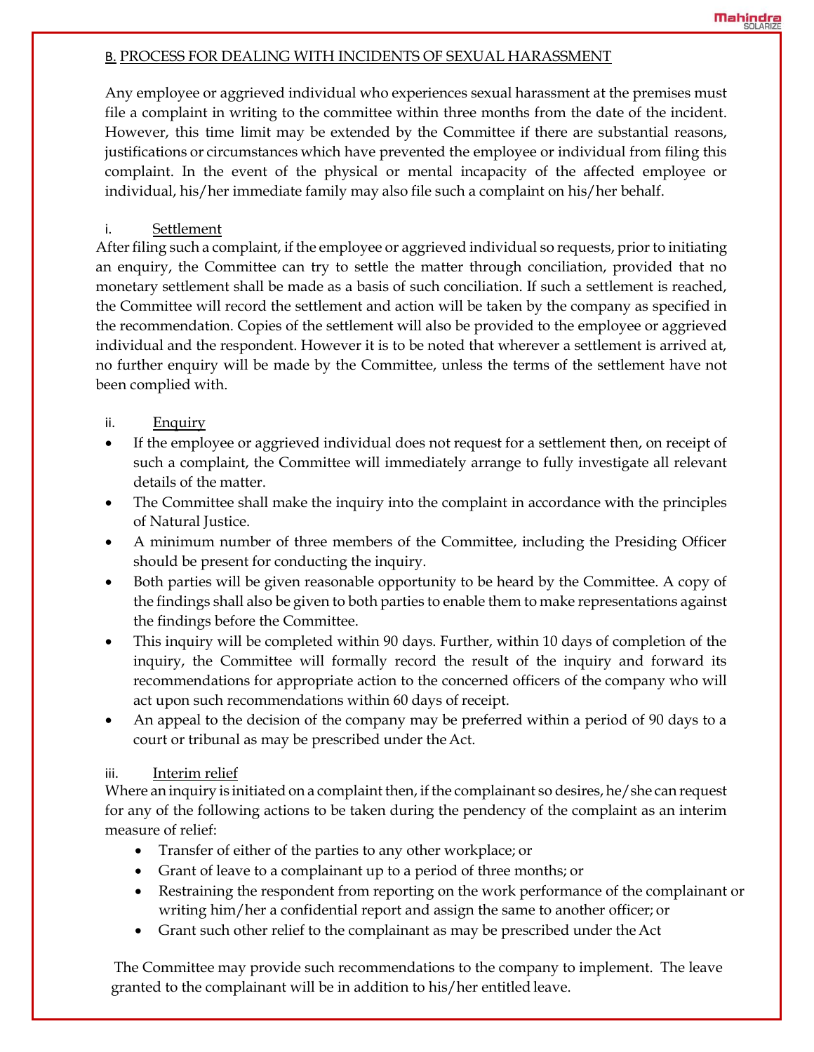## B. PROCESS FOR DEALING WITH INCIDENTS OF SEXUAL HARASSMENT

Any employee or aggrieved individual who experiences sexual harassment at the premises must file a complaint in writing to the committee within three months from the date of the incident. However, this time limit may be extended by the Committee if there are substantial reasons, justifications or circumstances which have prevented the employee or individual from filing this complaint. In the event of the physical or mental incapacity of the affected employee or individual, his/her immediate family may also file such a complaint on his/her behalf.

### i. Settlement

After filing such a complaint, if the employee or aggrieved individual so requests, prior to initiating an enquiry, the Committee can try to settle the matter through conciliation, provided that no monetary settlement shall be made as a basis of such conciliation. If such a settlement is reached, the Committee will record the settlement and action will be taken by the company as specified in the recommendation. Copies of the settlement will also be provided to the employee or aggrieved individual and the respondent. However it is to be noted that wherever a settlement is arrived at, no further enquiry will be made by the Committee, unless the terms of the settlement have not been complied with.

### ii. Enquiry

- If the employee or aggrieved individual does not request for a settlement then, on receipt of such a complaint, the Committee will immediately arrange to fully investigate all relevant details of the matter.
- The Committee shall make the inquiry into the complaint in accordance with the principles of Natural Justice.
- A minimum number of three members of the Committee, including the Presiding Officer should be present for conducting the inquiry.
- Both parties will be given reasonable opportunity to be heard by the Committee. A copy of the findings shall also be given to both parties to enable them to make representations against the findings before the Committee.
- This inquiry will be completed within 90 days. Further, within 10 days of completion of the inquiry, the Committee will formally record the result of the inquiry and forward its recommendations for appropriate action to the concerned officers of the company who will act upon such recommendations within 60 days of receipt.
- An appeal to the decision of the company may be preferred within a period of 90 days to a court or tribunal as may be prescribed under the Act.

### iii. Interim relief

Where an inquiry is initiated on a complaint then, if the complainant so desires, he/she can request for any of the following actions to be taken during the pendency of the complaint as an interim measure of relief:

- Transfer of either of the parties to any other workplace; or
- Grant of leave to a complainant up to a period of three months; or
- Restraining the respondent from reporting on the work performance of the complainant or writing him/her a confidential report and assign the same to another officer; or
- Grant such other relief to the complainant as may be prescribed under the Act

The Committee may provide such recommendations to the company to implement. The leave granted to the complainant will be in addition to his/her entitled leave.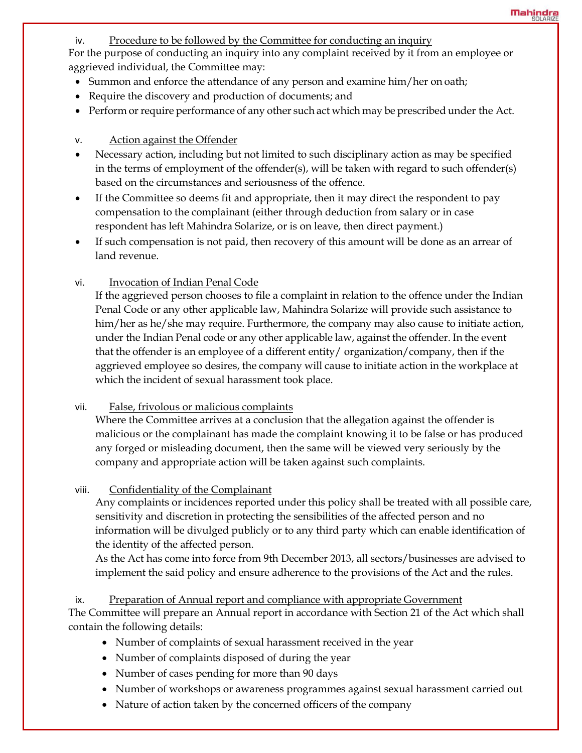iv. <u>Procedure to be followed by the Committee for conducting an inquiry</u>

For the purpose of conducting an inquiry into any complaint received by it from an employee or aggrieved individual, the Committee may:

- Summon and enforce the attendance of any person and examine him/her on oath;
- Require the discovery and production of documents; and
- Perform or require performance of any other such act which may be prescribed under the Act.

v. <u>Action against the Offender</u>

- Necessary action, including but not limited to such disciplinary action as may be specified in the terms of employment of the offender(s), will be taken with regard to such offender(s) based on the circumstances and seriousness of the offence.
- If the Committee so deems fit and appropriate, then it may direct the respondent to pay compensation to the complainant (either through deduction from salary or in case respondent has left Mahindra Solarize, or is on leave, then direct payment.)
- If such compensation is not paid, then recovery of this amount will be done as an arrear of land revenue.

vi. <u>Invocation of Indian Penal Code</u>

If the aggrieved person chooses to file a complaint in relation to the offence under the Indian Penal Code or any other applicable law, Mahindra Solarize will provide such assistance to him/her as he/she may require. Furthermore, the company may also cause to initiate action, under the Indian Penal code or any other applicable law, against the offender. In the event that the offender is an employee of a different entity/ organization/company, then if the aggrieved employee so desires, the company will cause to initiate action in the workplace at which the incident of sexual harassment took place.

vii. <u>False, frivolous or malicious complaints</u>

Where the Committee arrives at a conclusion that the allegation against the offender is malicious or the complainant has made the complaint knowing it to be false or has produced any forged or misleading document, then the same will be viewed very seriously by the company and appropriate action will be taken against such complaints.

viii. <u>Confidentiality of the Complainant</u>

Any complaints or incidences reported under this policy shall be treated with all possible care, sensitivity and discretion in protecting the sensibilities of the affected person and no information will be divulged publicly or to any third party which can enable identification of the identity of the affected person.

As the Act has come into force from 9th December 2013, all sectors/businesses are advised to implement the said policy and ensure adherence to the provisions of the Act and the rules.

ix. <u>Preparation of Annual report and compliance with appropriate Government</u>

The Committee will prepare an Annual report in accordance with Section 21 of the Act which shall contain the following details:

- Number of complaints of sexual harassment received in the year
- Number of complaints disposed of during the year
- Number of cases pending for more than 90 days
- Number of workshops or awareness programmes against sexual harassment carried out
- Nature of action taken by the concerned officers of the company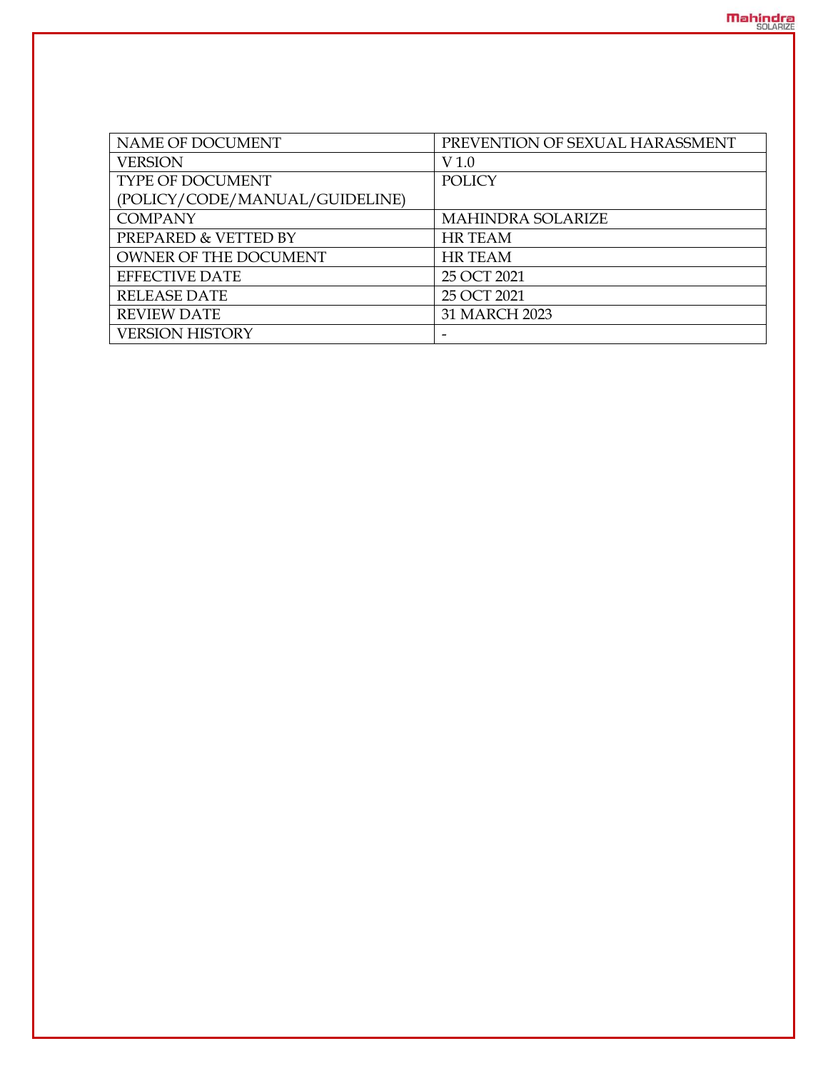| | |
|---|---|
| NAME OF DOCUMENT | PREVENTION OF SEXUAL HARASSMENT |
| VERSION | V 1.0 |
| TYPE OF DOCUMENT (POLICY/CODE/MANUAL/GUIDELINE) | POLICY |
| COMPANY | MAHINDRA SOLARIZE |
| PREPARED & VETTED BY | HR TEAM |
| OWNER OF THE DOCUMENT | HR TEAM |
| EFFECTIVE DATE | 25 OCT 2021 |
| RELEASE DATE | 25 OCT 2021 |
| REVIEW DATE | 31 MARCH 2023 |
| VERSION HISTORY | - |